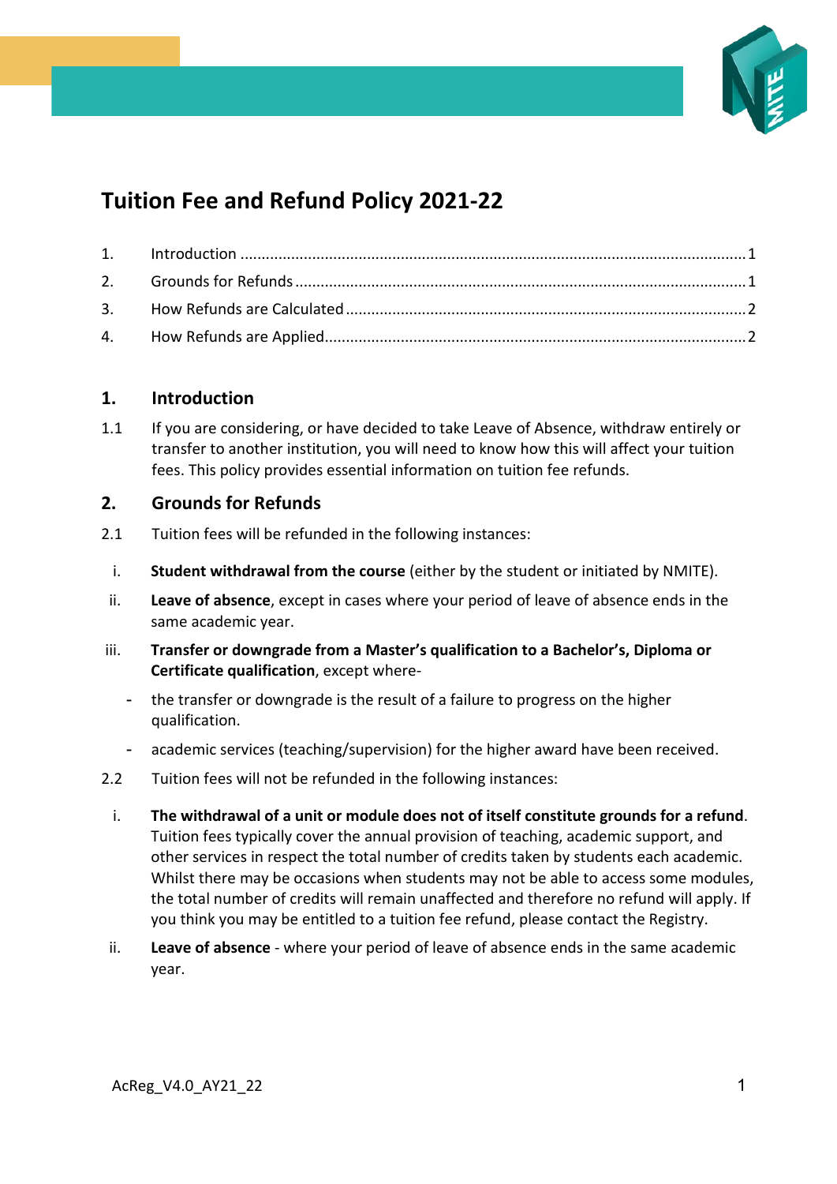# Tuition Fee and Refund Policy 2021-22

1. Introduction ....... 1
2. Grounds for Refunds ....... 1
3. How Refunds are Calculated ....... 2
4. How Refunds are Applied ....... 2

## 1. Introduction

1.1 If you are considering, or have decided to take Leave of Absence, withdraw entirely or transfer to another institution, you will need to know how this will affect your tuition fees. This policy provides essential information on tuition fee refunds.

## 2. Grounds for Refunds

2.1 Tuition fees will be refunded in the following instances:

i. **Student withdrawal from the course** (either by the student or initiated by NMITE).

ii. **Leave of absence**, except in cases where your period of leave of absence ends in the same academic year.

iii. **Transfer or downgrade from a Master's qualification to a Bachelor's, Diploma or Certificate qualification**, except where-

- the transfer or downgrade is the result of a failure to progress on the higher qualification.
- academic services (teaching/supervision) for the higher award have been received.

2.2 Tuition fees will not be refunded in the following instances:

i. **The withdrawal of a unit or module does not of itself constitute grounds for a refund**. Tuition fees typically cover the annual provision of teaching, academic support, and other services in respect the total number of credits taken by students each academic. Whilst there may be occasions when students may not be able to access some modules, the total number of credits will remain unaffected and therefore no refund will apply. If you think you may be entitled to a tuition fee refund, please contact the Registry.

ii. **Leave of absence** - where your period of leave of absence ends in the same academic year.

AcReg_V4.0_AY21_22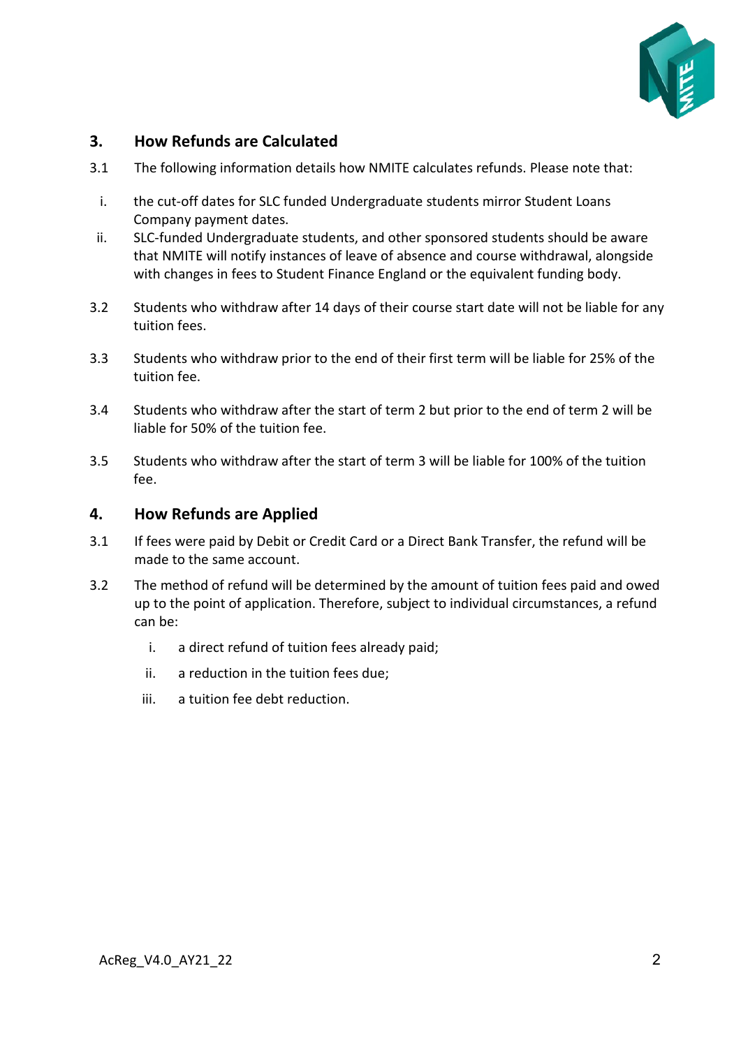## 3. How Refunds are Calculated

3.1 The following information details how NMITE calculates refunds. Please note that:

i. the cut-off dates for SLC funded Undergraduate students mirror Student Loans Company payment dates.

ii. SLC-funded Undergraduate students, and other sponsored students should be aware that NMITE will notify instances of leave of absence and course withdrawal, alongside with changes in fees to Student Finance England or the equivalent funding body.

3.2 Students who withdraw after 14 days of their course start date will not be liable for any tuition fees.

3.3 Students who withdraw prior to the end of their first term will be liable for 25% of the tuition fee.

3.4 Students who withdraw after the start of term 2 but prior to the end of term 2 will be liable for 50% of the tuition fee.

3.5 Students who withdraw after the start of term 3 will be liable for 100% of the tuition fee.

## 4. How Refunds are Applied

3.1 If fees were paid by Debit or Credit Card or a Direct Bank Transfer, the refund will be made to the same account.

3.2 The method of refund will be determined by the amount of tuition fees paid and owed up to the point of application. Therefore, subject to individual circumstances, a refund can be:

i. a direct refund of tuition fees already paid;

ii. a reduction in the tuition fees due;

iii. a tuition fee debt reduction.